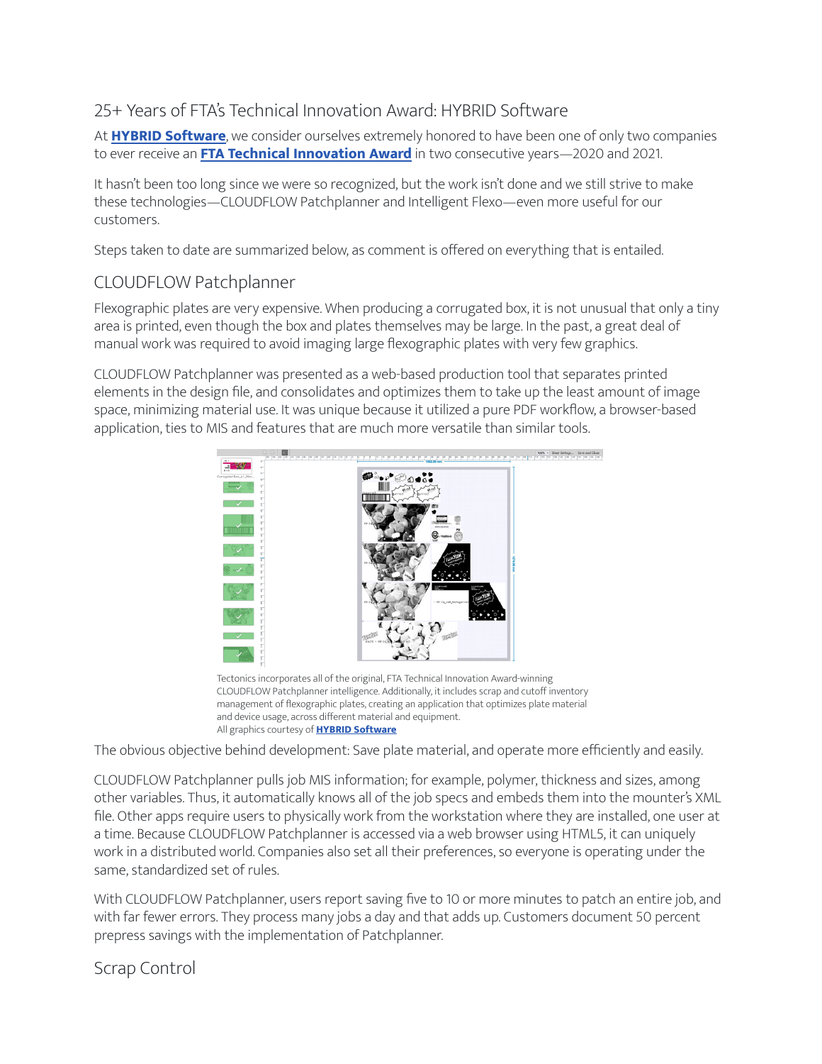## 25+ Years of FTA's Technical Innovation Award: HYBRID Software

At **HYBRID Software**, we consider ourselves extremely honored to have been one of only two companies to ever receive an **FTA Technical Innovation Award** in two consecutive years—2020 and 2021.

It hasn't been too long since we were so recognized, but the work isn't done and we still strive to make these technologies—CLOUDFLOW Patchplanner and Intelligent Flexo—even more useful for our customers.

Steps taken to date are summarized below, as comment is offered on everything that is entailed.

### CLOUDFLOW Patchplanner

Flexographic plates are very expensive. When producing a corrugated box, it is not unusual that only a tiny area is printed, even though the box and plates themselves may be large. In the past, a great deal of manual work was required to avoid imaging large flexographic plates with very few graphics.

CLOUDFLOW Patchplanner was presented as a web-based production tool that separates printed elements in the design file, and consolidates and optimizes them to take up the least amount of image space, minimizing material use. It was unique because it utilized a pure PDF workflow, a browser-based application, ties to MIS and features that are much more versatile than similar tools.

Tectonics incorporates all of the original, FTA Technical Innovation Award-winning CLOUDFLOW Patchplanner intelligence. Additionally, it includes scrap and cutoff inventory management of flexographic plates, creating an application that optimizes plate material and device usage, across different material and equipment.
All graphics courtesy of **HYBRID Software**

The obvious objective behind development: Save plate material, and operate more efficiently and easily.

CLOUDFLOW Patchplanner pulls job MIS information; for example, polymer, thickness and sizes, among other variables. Thus, it automatically knows all of the job specs and embeds them into the mounter's XML file. Other apps require users to physically work from the workstation where they are installed, one user at a time. Because CLOUDFLOW Patchplanner is accessed via a web browser using HTML5, it can uniquely work in a distributed world. Companies also set all their preferences, so everyone is operating under the same, standardized set of rules.

With CLOUDFLOW Patchplanner, users report saving five to 10 or more minutes to patch an entire job, and with far fewer errors. They process many jobs a day and that adds up. Customers document 50 percent prepress savings with the implementation of Patchplanner.

### Scrap Control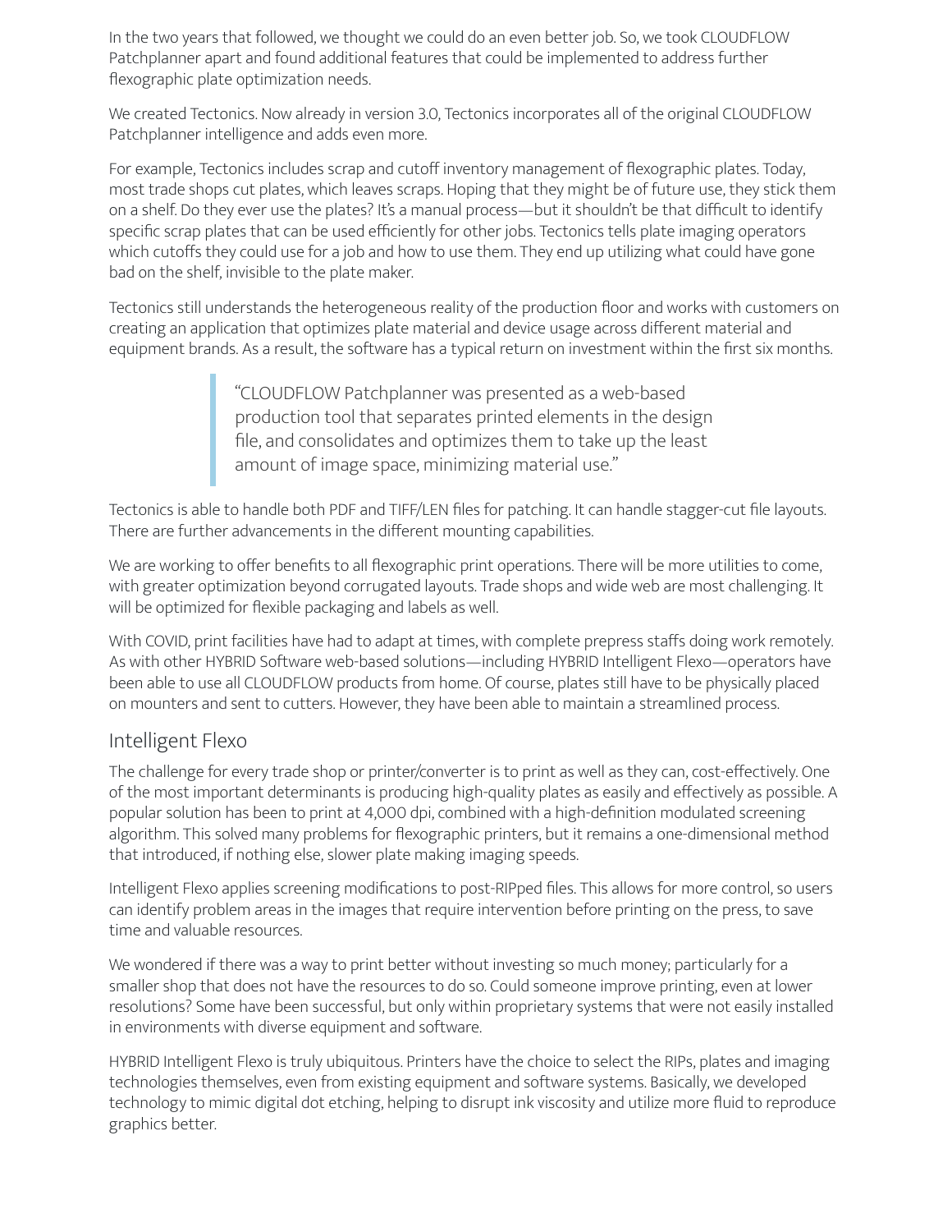In the two years that followed, we thought we could do an even better job. So, we took CLOUDFLOW Patchplanner apart and found additional features that could be implemented to address further flexographic plate optimization needs.

We created Tectonics. Now already in version 3.0, Tectonics incorporates all of the original CLOUDFLOW Patchplanner intelligence and adds even more.

For example, Tectonics includes scrap and cutoff inventory management of flexographic plates. Today, most trade shops cut plates, which leaves scraps. Hoping that they might be of future use, they stick them on a shelf. Do they ever use the plates? It's a manual process—but it shouldn't be that difficult to identify specific scrap plates that can be used efficiently for other jobs. Tectonics tells plate imaging operators which cutoffs they could use for a job and how to use them. They end up utilizing what could have gone bad on the shelf, invisible to the plate maker.

Tectonics still understands the heterogeneous reality of the production floor and works with customers on creating an application that optimizes plate material and device usage across different material and equipment brands. As a result, the software has a typical return on investment within the first six months.

> "CLOUDFLOW Patchplanner was presented as a web-based production tool that separates printed elements in the design file, and consolidates and optimizes them to take up the least amount of image space, minimizing material use."

Tectonics is able to handle both PDF and TIFF/LEN files for patching. It can handle stagger-cut file layouts. There are further advancements in the different mounting capabilities.

We are working to offer benefits to all flexographic print operations. There will be more utilities to come, with greater optimization beyond corrugated layouts. Trade shops and wide web are most challenging. It will be optimized for flexible packaging and labels as well.

With COVID, print facilities have had to adapt at times, with complete prepress staffs doing work remotely. As with other HYBRID Software web-based solutions—including HYBRID Intelligent Flexo—operators have been able to use all CLOUDFLOW products from home. Of course, plates still have to be physically placed on mounters and sent to cutters. However, they have been able to maintain a streamlined process.

## Intelligent Flexo

The challenge for every trade shop or printer/converter is to print as well as they can, cost-effectively. One of the most important determinants is producing high-quality plates as easily and effectively as possible. A popular solution has been to print at 4,000 dpi, combined with a high-definition modulated screening algorithm. This solved many problems for flexographic printers, but it remains a one-dimensional method that introduced, if nothing else, slower plate making imaging speeds.

Intelligent Flexo applies screening modifications to post-RIPped files. This allows for more control, so users can identify problem areas in the images that require intervention before printing on the press, to save time and valuable resources.

We wondered if there was a way to print better without investing so much money; particularly for a smaller shop that does not have the resources to do so. Could someone improve printing, even at lower resolutions? Some have been successful, but only within proprietary systems that were not easily installed in environments with diverse equipment and software.

HYBRID Intelligent Flexo is truly ubiquitous. Printers have the choice to select the RIPs, plates and imaging technologies themselves, even from existing equipment and software systems. Basically, we developed technology to mimic digital dot etching, helping to disrupt ink viscosity and utilize more fluid to reproduce graphics better.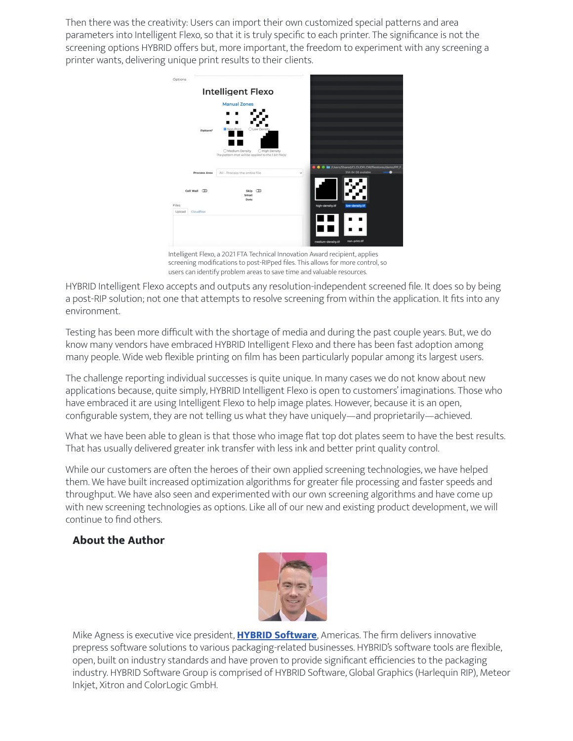Then there was the creativity: Users can import their own customized special patterns and area parameters into Intelligent Flexo, so that it is truly specific to each printer. The significance is not the screening options HYBRID offers but, more important, the freedom to experiment with any screening a printer wants, delivering unique print results to their clients.

Intelligent Flexo, a 2021 FTA Technical Innovation Award recipient, applies screening modifications to post-RIPped files. This allows for more control, so users can identify problem areas to save time and valuable resources.

HYBRID Intelligent Flexo accepts and outputs any resolution-independent screened file. It does so by being a post-RIP solution; not one that attempts to resolve screening from within the application. It fits into any environment.

Testing has been more difficult with the shortage of media and during the past couple years. But, we do know many vendors have embraced HYBRID Intelligent Flexo and there has been fast adoption among many people. Wide web flexible printing on film has been particularly popular among its largest users.

The challenge reporting individual successes is quite unique. In many cases we do not know about new applications because, quite simply, HYBRID Intelligent Flexo is open to customers' imaginations. Those who have embraced it are using Intelligent Flexo to help image plates. However, because it is an open, configurable system, they are not telling us what they have uniquely—and proprietarily—achieved.

What we have been able to glean is that those who image flat top dot plates seem to have the best results. That has usually delivered greater ink transfer with less ink and better print quality control.

While our customers are often the heroes of their own applied screening technologies, we have helped them. We have built increased optimization algorithms for greater file processing and faster speeds and throughput. We have also seen and experimented with our own screening algorithms and have come up with new screening technologies as options. Like all of our new and existing product development, we will continue to find others.

## About the Author

Mike Agness is executive vice president, **HYBRID Software**, Americas. The firm delivers innovative prepress software solutions to various packaging-related businesses. HYBRID's software tools are flexible, open, built on industry standards and have proven to provide significant efficiencies to the packaging industry. HYBRID Software Group is comprised of HYBRID Software, Global Graphics (Harlequin RIP), Meteor Inkjet, Xitron and ColorLogic GmbH.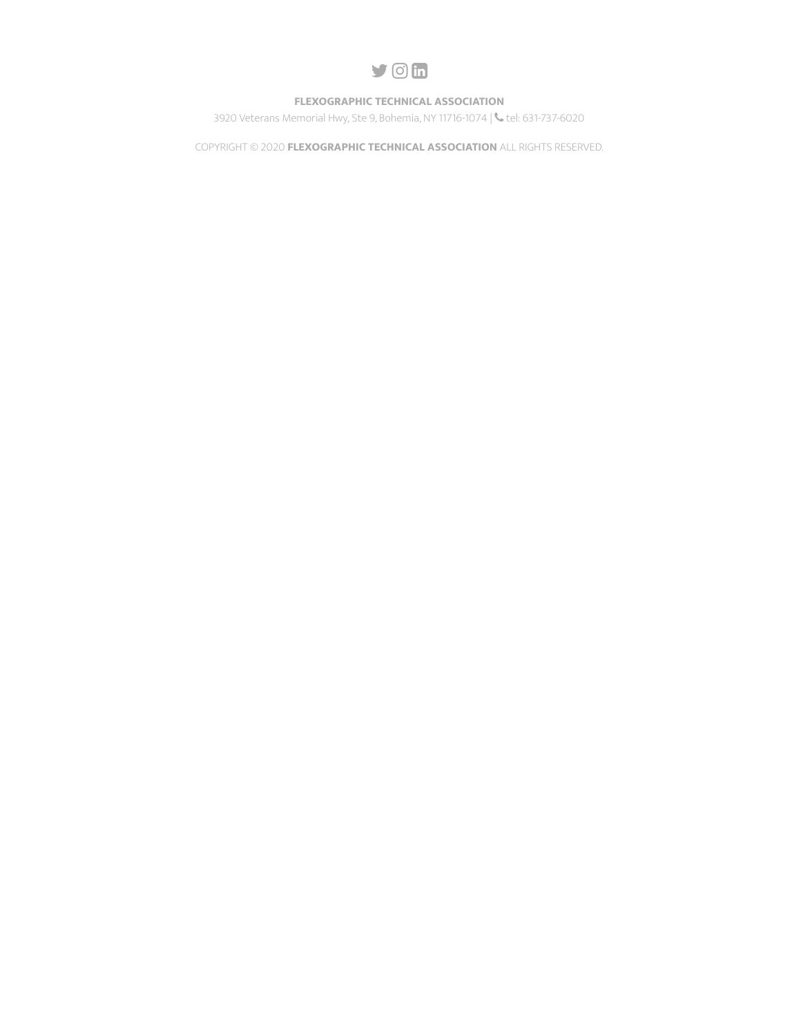**FLEXOGRAPHIC TECHNICAL ASSOCIATION**

3920 Veterans Memorial Hwy, Ste 9, Bohemia, NY 11716-1074 | tel: 631-737-6020

COPYRIGHT © 2020 **FLEXOGRAPHIC TECHNICAL ASSOCIATION** ALL RIGHTS RESERVED.